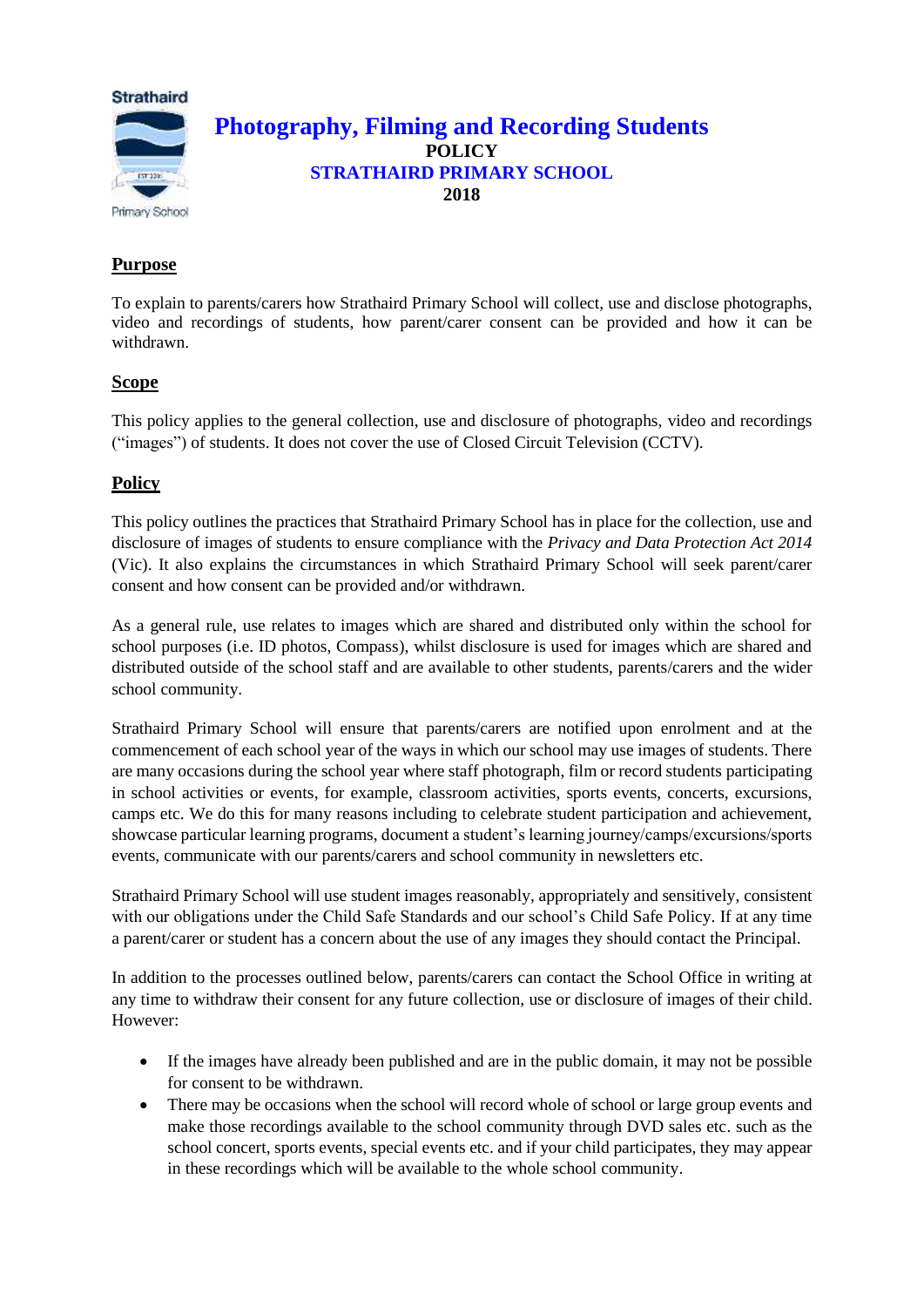# Photography, Filming and Recording Students

**POLICY**

**STRATHAIRD PRIMARY SCHOOL**

**2018**

## Purpose

To explain to parents/carers how Strathaird Primary School will collect, use and disclose photographs, video and recordings of students, how parent/carer consent can be provided and how it can be withdrawn.

## Scope

This policy applies to the general collection, use and disclosure of photographs, video and recordings ("images") of students. It does not cover the use of Closed Circuit Television (CCTV).

## Policy

This policy outlines the practices that Strathaird Primary School has in place for the collection, use and disclosure of images of students to ensure compliance with the *Privacy and Data Protection Act 2014* (Vic). It also explains the circumstances in which Strathaird Primary School will seek parent/carer consent and how consent can be provided and/or withdrawn.

As a general rule, use relates to images which are shared and distributed only within the school for school purposes (i.e. ID photos, Compass), whilst disclosure is used for images which are shared and distributed outside of the school staff and are available to other students, parents/carers and the wider school community.

Strathaird Primary School will ensure that parents/carers are notified upon enrolment and at the commencement of each school year of the ways in which our school may use images of students. There are many occasions during the school year where staff photograph, film or record students participating in school activities or events, for example, classroom activities, sports events, concerts, excursions, camps etc. We do this for many reasons including to celebrate student participation and achievement, showcase particular learning programs, document a student's learning journey/camps/excursions/sports events, communicate with our parents/carers and school community in newsletters etc.

Strathaird Primary School will use student images reasonably, appropriately and sensitively, consistent with our obligations under the Child Safe Standards and our school's Child Safe Policy. If at any time a parent/carer or student has a concern about the use of any images they should contact the Principal.

In addition to the processes outlined below, parents/carers can contact the School Office in writing at any time to withdraw their consent for any future collection, use or disclosure of images of their child. However:

- If the images have already been published and are in the public domain, it may not be possible for consent to be withdrawn.
- There may be occasions when the school will record whole of school or large group events and make those recordings available to the school community through DVD sales etc. such as the school concert, sports events, special events etc. and if your child participates, they may appear in these recordings which will be available to the whole school community.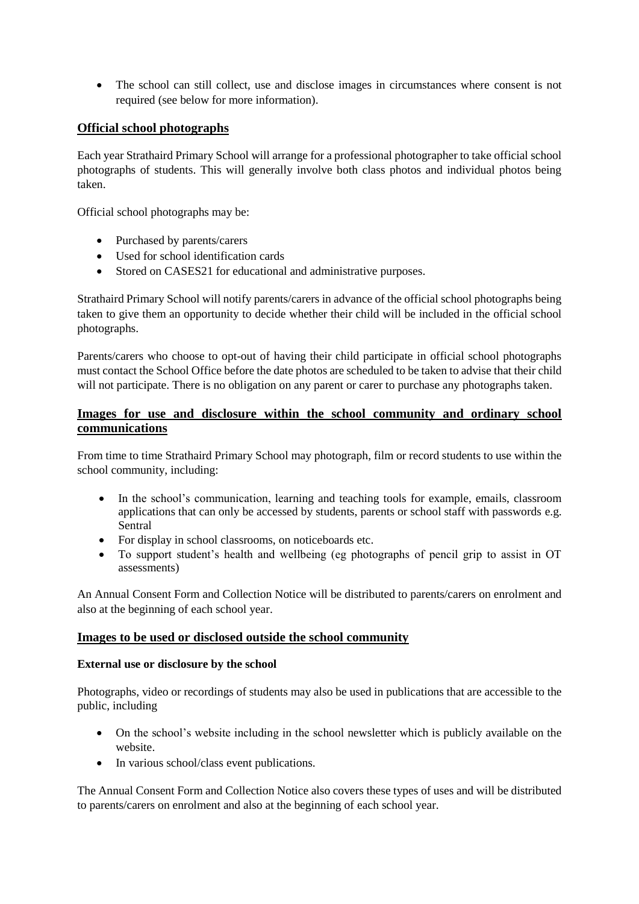- The school can still collect, use and disclose images in circumstances where consent is not required (see below for more information).

## Official school photographs

Each year Strathaird Primary School will arrange for a professional photographer to take official school photographs of students. This will generally involve both class photos and individual photos being taken.

Official school photographs may be:

- Purchased by parents/carers
- Used for school identification cards
- Stored on CASES21 for educational and administrative purposes.

Strathaird Primary School will notify parents/carers in advance of the official school photographs being taken to give them an opportunity to decide whether their child will be included in the official school photographs.

Parents/carers who choose to opt-out of having their child participate in official school photographs must contact the School Office before the date photos are scheduled to be taken to advise that their child will not participate. There is no obligation on any parent or carer to purchase any photographs taken.

## Images for use and disclosure within the school community and ordinary school communications

From time to time Strathaird Primary School may photograph, film or record students to use within the school community, including:

- In the school's communication, learning and teaching tools for example, emails, classroom applications that can only be accessed by students, parents or school staff with passwords e.g. Sentral
- For display in school classrooms, on noticeboards etc.
- To support student's health and wellbeing (eg photographs of pencil grip to assist in OT assessments)

An Annual Consent Form and Collection Notice will be distributed to parents/carers on enrolment and also at the beginning of each school year.

## Images to be used or disclosed outside the school community

### External use or disclosure by the school

Photographs, video or recordings of students may also be used in publications that are accessible to the public, including

- On the school's website including in the school newsletter which is publicly available on the website.
- In various school/class event publications.

The Annual Consent Form and Collection Notice also covers these types of uses and will be distributed to parents/carers on enrolment and also at the beginning of each school year.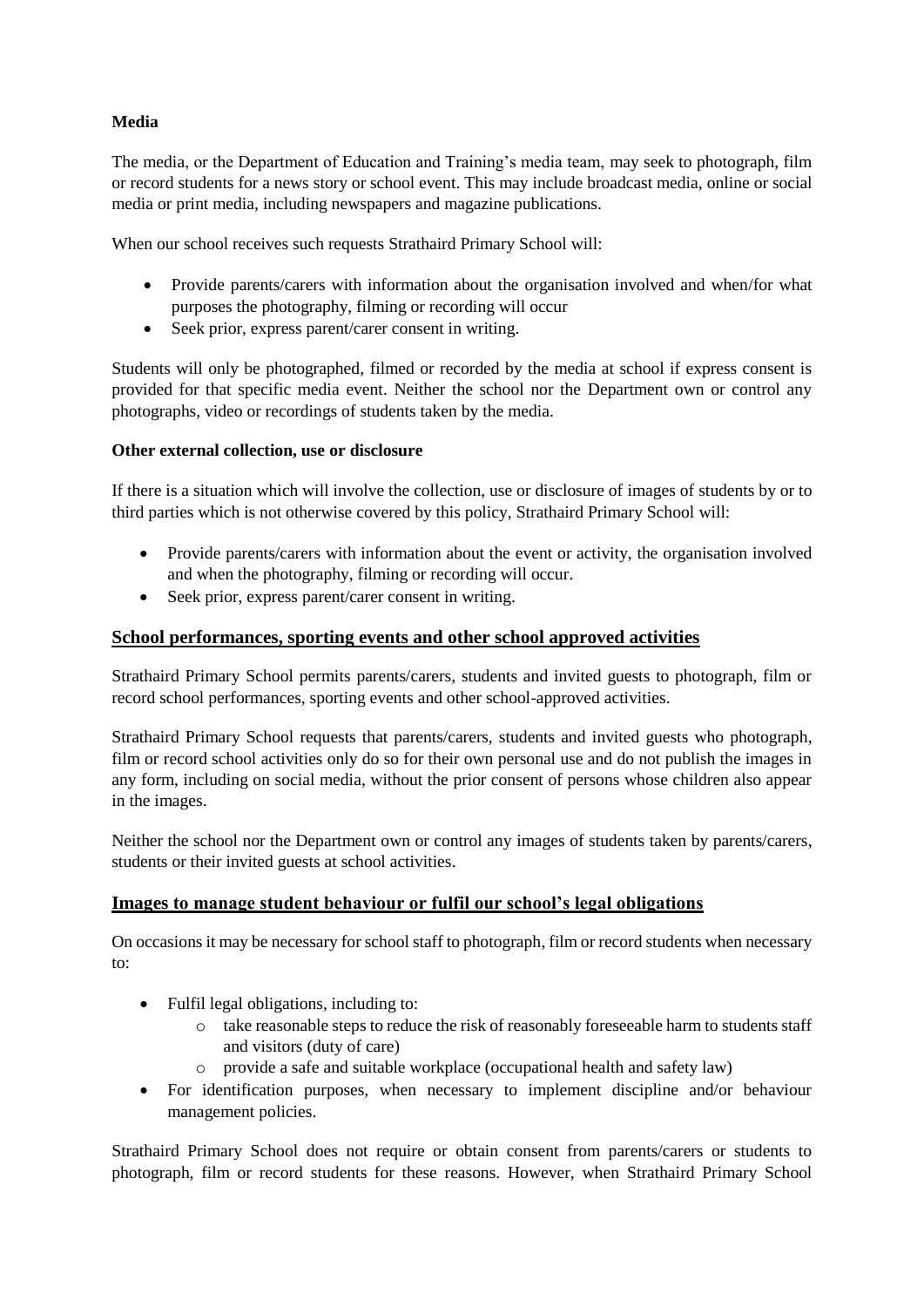**Media**

The media, or the Department of Education and Training's media team, may seek to photograph, film or record students for a news story or school event. This may include broadcast media, online or social media or print media, including newspapers and magazine publications.

When our school receives such requests Strathaird Primary School will:

- Provide parents/carers with information about the organisation involved and when/for what purposes the photography, filming or recording will occur
- Seek prior, express parent/carer consent in writing.

Students will only be photographed, filmed or recorded by the media at school if express consent is provided for that specific media event. Neither the school nor the Department own or control any photographs, video or recordings of students taken by the media.

**Other external collection, use or disclosure**

If there is a situation which will involve the collection, use or disclosure of images of students by or to third parties which is not otherwise covered by this policy, Strathaird Primary School will:

- Provide parents/carers with information about the event or activity, the organisation involved and when the photography, filming or recording will occur.
- Seek prior, express parent/carer consent in writing.

## School performances, sporting events and other school approved activities

Strathaird Primary School permits parents/carers, students and invited guests to photograph, film or record school performances, sporting events and other school-approved activities.

Strathaird Primary School requests that parents/carers, students and invited guests who photograph, film or record school activities only do so for their own personal use and do not publish the images in any form, including on social media, without the prior consent of persons whose children also appear in the images.

Neither the school nor the Department own or control any images of students taken by parents/carers, students or their invited guests at school activities.

## Images to manage student behaviour or fulfil our school's legal obligations

On occasions it may be necessary for school staff to photograph, film or record students when necessary to:

- Fulfil legal obligations, including to:
  - take reasonable steps to reduce the risk of reasonably foreseeable harm to students staff and visitors (duty of care)
  - provide a safe and suitable workplace (occupational health and safety law)
- For identification purposes, when necessary to implement discipline and/or behaviour management policies.

Strathaird Primary School does not require or obtain consent from parents/carers or students to photograph, film or record students for these reasons. However, when Strathaird Primary School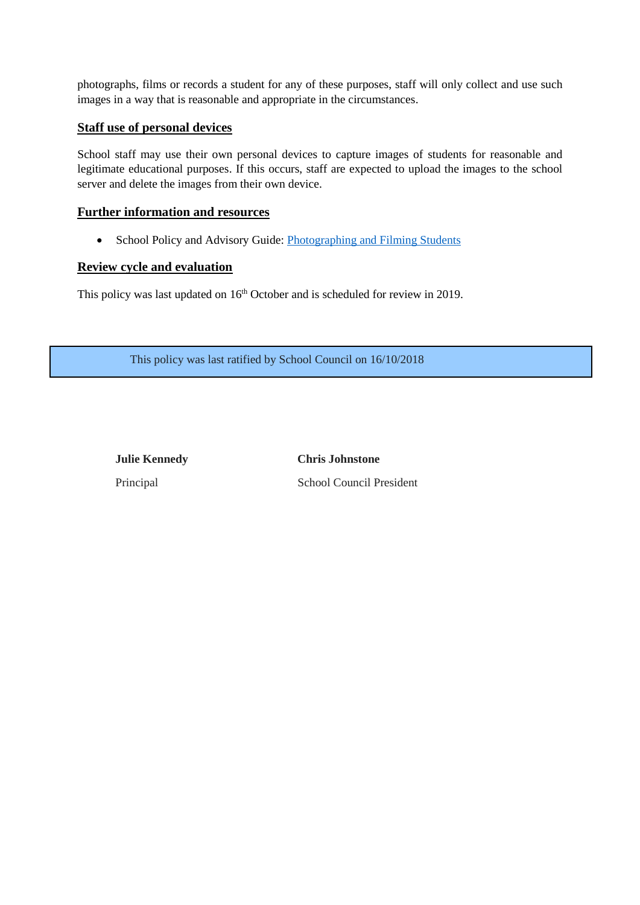photographs, films or records a student for any of these purposes, staff will only collect and use such images in a way that is reasonable and appropriate in the circumstances.

## Staff use of personal devices

School staff may use their own personal devices to capture images of students for reasonable and legitimate educational purposes. If this occurs, staff are expected to upload the images to the school server and delete the images from their own device.

## Further information and resources

- School Policy and Advisory Guide: [Photographing and Filming Students]

## Review cycle and evaluation

This policy was last updated on 16th October and is scheduled for review in 2019.

This policy was last ratified by School Council on 16/10/2018

| | |
|---|---|
| **Julie Kennedy** | **Chris Johnstone** |
| Principal | School Council President |